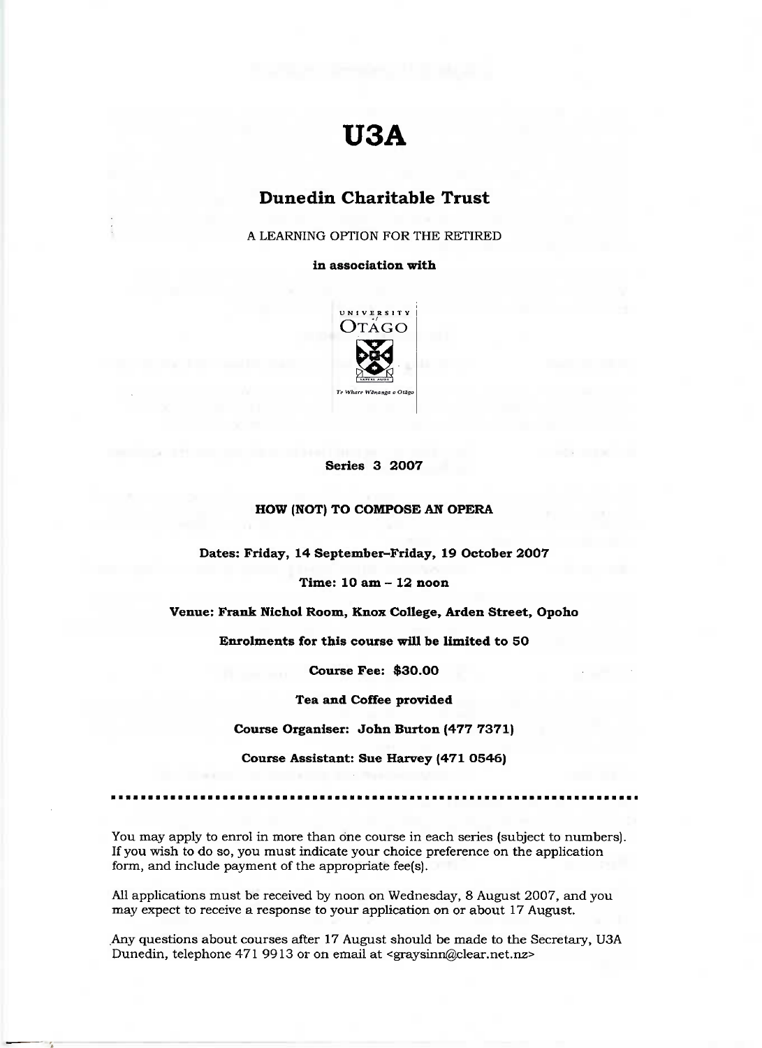# U3A

## Dunedin Charitable Trust

A LEARNING OPTION FOR THE RETIRED

**in association with**

UNIVERSITY of OTAGO

Te Whare Wānanga o Otāgo

**Series 3 2007**

**HOW (NOT) TO COMPOSE AN OPERA**

**Dates: Friday, 14 September–Friday, 19 October 2007**

**Time: 10 am – 12 noon**

**Venue: Frank Nichol Room, Knox College, Arden Street, Opoho**

**Enrolments for this course will be limited to 50**

**Course Fee: $30.00**

**Tea and Coffee provided**

**Course Organiser: John Burton (477 7371)**

**Course Assistant: Sue Harvey (471 0546)**

---

You may apply to enrol in more than one course in each series (subject to numbers). If you wish to do so, you must indicate your choice preference on the application form, and include payment of the appropriate fee(s).

All applications must be received by noon on Wednesday, 8 August 2007, and you may expect to receive a response to your application on or about 17 August.

Any questions about courses after 17 August should be made to the Secretary, U3A Dunedin, telephone 471 9913 or on email at <graysinn@clear.net.nz>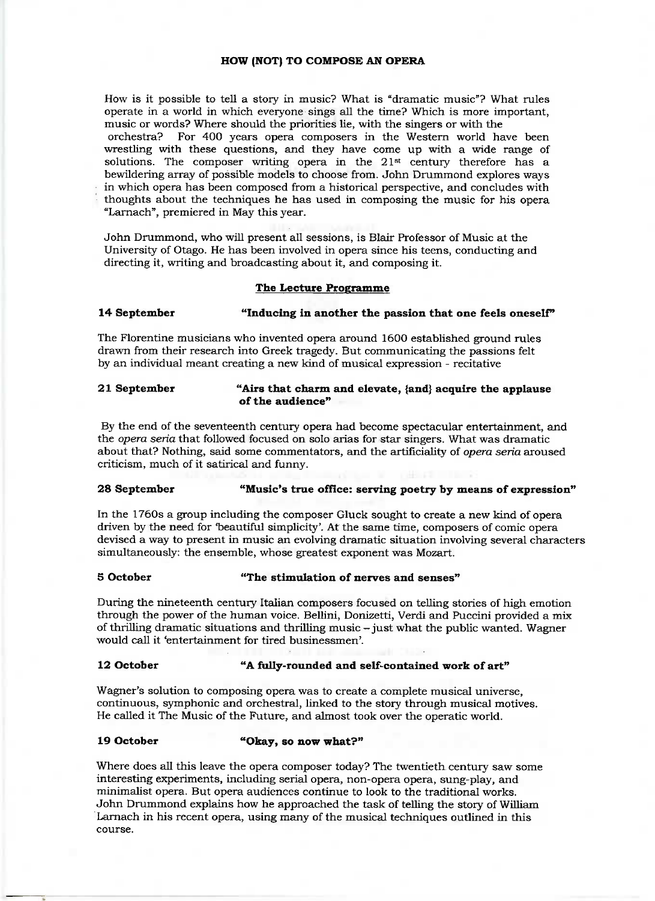# HOW (NOT) TO COMPOSE AN OPERA

How is it possible to tell a story in music? What is "dramatic music"? What rules operate in a world in which everyone sings all the time? Which is more important, music or words? Where should the priorities lie, with the singers or with the orchestra? For 400 years opera composers in the Western world have been wrestling with these questions, and they have come up with a wide range of solutions. The composer writing opera in the 21st century therefore has a bewildering array of possible models to choose from. John Drummond explores ways in which opera has been composed from a historical perspective, and concludes with thoughts about the techniques he has used in composing the music for his opera "Larnach", premiered in May this year.

John Drummond, who will present all sessions, is Blair Professor of Music at the University of Otago. He has been involved in opera since his teens, conducting and directing it, writing and broadcasting about it, and composing it.

## The Lecture Programme

### 14 September — "Inducing in another the passion that one feels oneself"

The Florentine musicians who invented opera around 1600 established ground rules drawn from their research into Greek tragedy. But communicating the passions felt by an individual meant creating a new kind of musical expression - recitative

### 21 September — "Airs that charm and elevate, {and} acquire the applause of the audience"

By the end of the seventeenth century opera had become spectacular entertainment, and the *opera seria* that followed focused on solo arias for star singers. What was dramatic about that? Nothing, said some commentators, and the artificiality of *opera seria* aroused criticism, much of it satirical and funny.

### 28 September — "Music's true office: serving poetry by means of expression"

In the 1760s a group including the composer Gluck sought to create a new kind of opera driven by the need for 'beautiful simplicity'. At the same time, composers of comic opera devised a way to present in music an evolving dramatic situation involving several characters simultaneously: the ensemble, whose greatest exponent was Mozart.

### 5 October — "The stimulation of nerves and senses"

During the nineteenth century Italian composers focused on telling stories of high emotion through the power of the human voice. Bellini, Donizetti, Verdi and Puccini provided a mix of thrilling dramatic situations and thrilling music – just what the public wanted. Wagner would call it 'entertainment for tired businessmen'.

### 12 October — "A fully-rounded and self-contained work of art"

Wagner's solution to composing opera was to create a complete musical universe, continuous, symphonic and orchestral, linked to the story through musical motives. He called it The Music of the Future, and almost took over the operatic world.

### 19 October — "Okay, so now what?"

Where does all this leave the opera composer today? The twentieth century saw some interesting experiments, including serial opera, non-opera opera, sung-play, and minimalist opera. But opera audiences continue to look to the traditional works. John Drummond explains how he approached the task of telling the story of William Larnach in his recent opera, using many of the musical techniques outlined in this course.